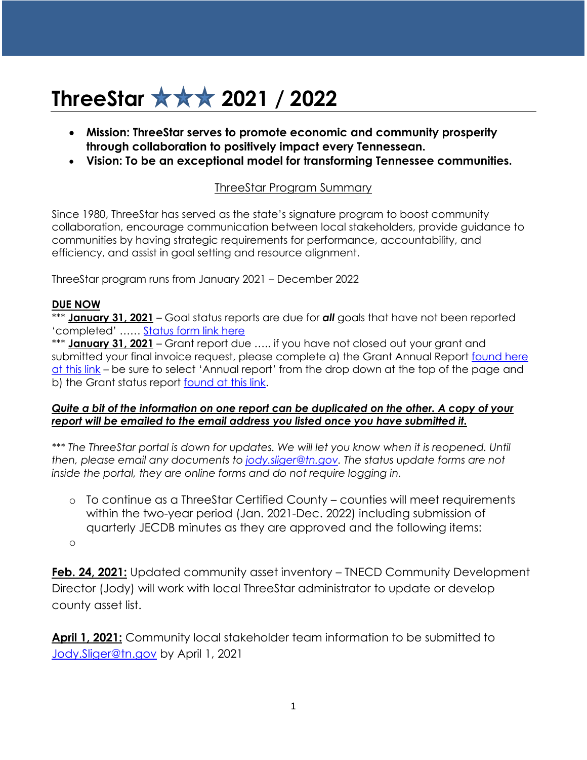# ThreeStar ★★★ 2021 / 2022

- **Mission: ThreeStar serves to promote economic and community prosperity through collaboration to positively impact every Tennessean.**
- **Vision: To be an exceptional model for transforming Tennessee communities.**

<u>ThreeStar Program Summary</u>

Since 1980, ThreeStar has served as the state's signature program to boost community collaboration, encourage communication between local stakeholders, provide guidance to communities by having strategic requirements for performance, accountability, and efficiency, and assist in goal setting and resource alignment.

ThreeStar program runs from January 2021 – December 2022

**<u>DUE NOW</u>**

*** **<u>January 31, 2021</u>** – Goal status reports are due for ***all*** goals that have not been reported 'completed' …… Status form link here

*** **<u>January 31, 2021</u>** – Grant report due ….. if you have not closed out your grant and submitted your final invoice request, please complete a) the Grant Annual Report found here at this link – be sure to select 'Annual report' from the drop down at the top of the page and b) the Grant status report found at this link.

***<u>Quite a bit of the information on one report can be duplicated on the other. A copy of your report will be emailed to the email address you listed once you have submitted it.</u>***

*\*\*\* The ThreeStar portal is down for updates. We will let you know when it is reopened. Until then, please email any documents to jody.sliger@tn.gov. The status update forms are not inside the portal, they are online forms and do not require logging in.*

- To continue as a ThreeStar Certified County – counties will meet requirements within the two-year period (Jan. 2021-Dec. 2022) including submission of quarterly JECDB minutes as they are approved and the following items:

**<u>Feb. 24, 2021:</u>** Updated community asset inventory – TNECD Community Development Director (Jody) will work with local ThreeStar administrator to update or develop county asset list.

**<u>April 1, 2021:</u>** Community local stakeholder team information to be submitted to Jody.Sliger@tn.gov by April 1, 2021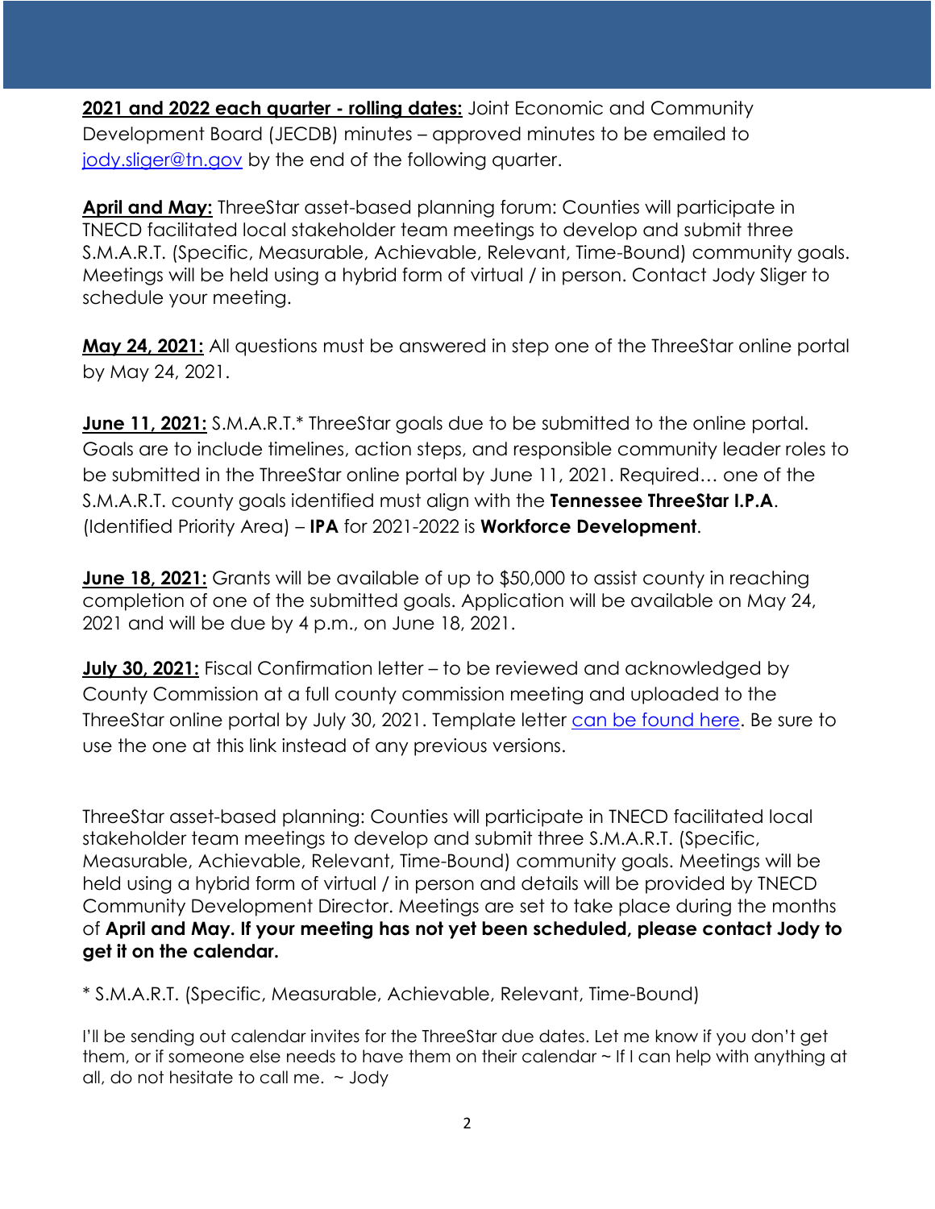**2021 and 2022 each quarter - rolling dates:** Joint Economic and Community Development Board (JECDB) minutes – approved minutes to be emailed to [jody.sliger@tn.gov](mailto:jody.sliger@tn.gov) by the end of the following quarter.

**April and May:** ThreeStar asset-based planning forum: Counties will participate in TNECD facilitated local stakeholder team meetings to develop and submit three S.M.A.R.T. (Specific, Measurable, Achievable, Relevant, Time-Bound) community goals. Meetings will be held using a hybrid form of virtual / in person. Contact Jody Sliger to schedule your meeting.

**May 24, 2021:** All questions must be answered in step one of the ThreeStar online portal by May 24, 2021.

**June 11, 2021:** S.M.A.R.T.* ThreeStar goals due to be submitted to the online portal. Goals are to include timelines, action steps, and responsible community leader roles to be submitted in the ThreeStar online portal by June 11, 2021. Required… one of the S.M.A.R.T. county goals identified must align with the **Tennessee ThreeStar I.P.A**. (Identified Priority Area) – **IPA** for 2021-2022 is **Workforce Development**.

**June 18, 2021:** Grants will be available of up to $50,000 to assist county in reaching completion of one of the submitted goals. Application will be available on May 24, 2021 and will be due by 4 p.m., on June 18, 2021.

**July 30, 2021:** Fiscal Confirmation letter – to be reviewed and acknowledged by County Commission at a full county commission meeting and uploaded to the ThreeStar online portal by July 30, 2021. Template letter can be found here. Be sure to use the one at this link instead of any previous versions.

ThreeStar asset-based planning: Counties will participate in TNECD facilitated local stakeholder team meetings to develop and submit three S.M.A.R.T. (Specific, Measurable, Achievable, Relevant, Time-Bound) community goals. Meetings will be held using a hybrid form of virtual / in person and details will be provided by TNECD Community Development Director. Meetings are set to take place during the months of **April and May. If your meeting has not yet been scheduled, please contact Jody to get it on the calendar.**

* S.M.A.R.T. (Specific, Measurable, Achievable, Relevant, Time-Bound)

I'll be sending out calendar invites for the ThreeStar due dates. Let me know if you don't get them, or if someone else needs to have them on their calendar ~ If I can help with anything at all, do not hesitate to call me. ~ Jody